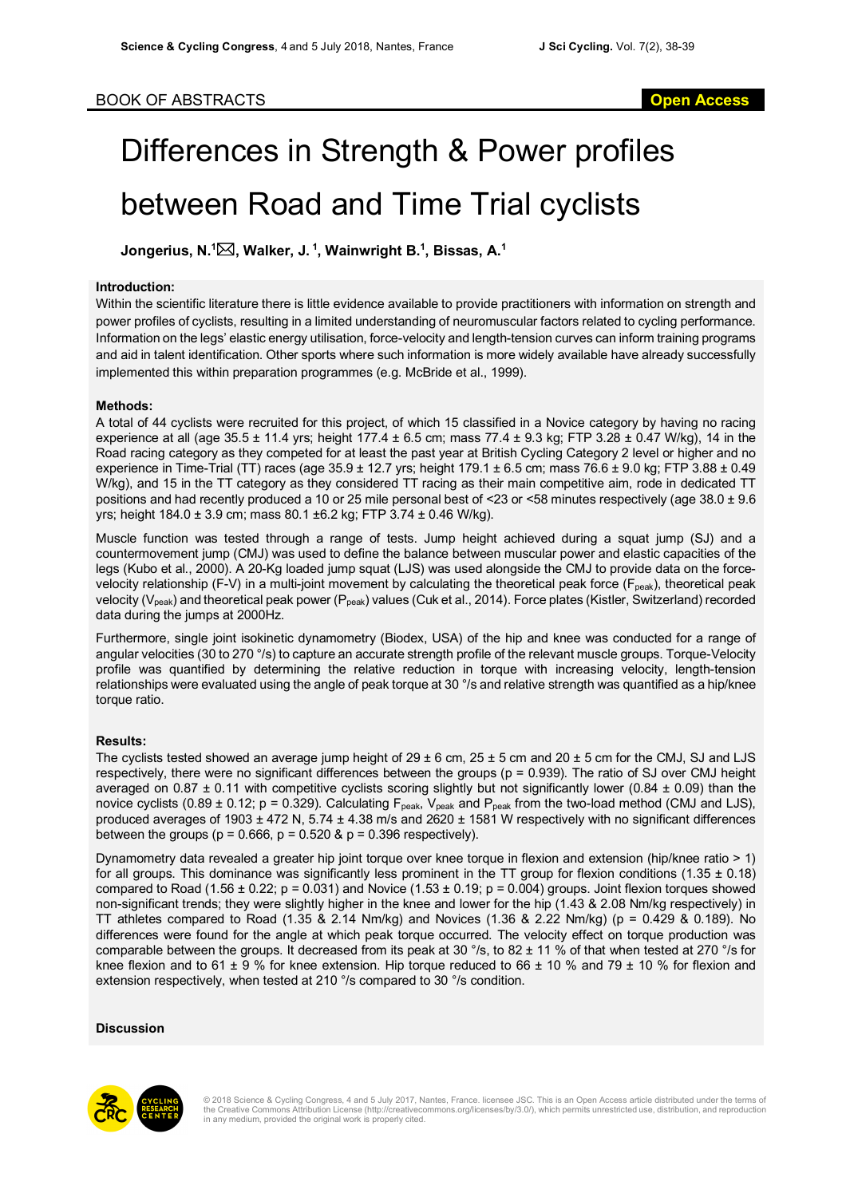BOOK OF ABSTRACTS

Open Access

# Differences in Strength & Power profiles between Road and Time Trial cyclists

**Jongerius, N.[1]✉, Walker, J. [1], Wainwright B.[1], Bissas, A.[1]**

### Introduction:

Within the scientific literature there is little evidence available to provide practitioners with information on strength and power profiles of cyclists, resulting in a limited understanding of neuromuscular factors related to cycling performance. Information on the legs' elastic energy utilisation, force-velocity and length-tension curves can inform training programs and aid in talent identification. Other sports where such information is more widely available have already successfully implemented this within preparation programmes (e.g. McBride et al., 1999).

### Methods:

A total of 44 cyclists were recruited for this project, of which 15 classified in a Novice category by having no racing experience at all (age 35.5 ± 11.4 yrs; height 177.4 ± 6.5 cm; mass 77.4 ± 9.3 kg; FTP 3.28 ± 0.47 W/kg), 14 in the Road racing category as they competed for at least the past year at British Cycling Category 2 level or higher and no experience in Time-Trial (TT) races (age 35.9 ± 12.7 yrs; height 179.1 ± 6.5 cm; mass 76.6 ± 9.0 kg; FTP 3.88 ± 0.49 W/kg), and 15 in the TT category as they considered TT racing as their main competitive aim, rode in dedicated TT positions and had recently produced a 10 or 25 mile personal best of <23 or <58 minutes respectively (age 38.0 ± 9.6 yrs; height 184.0 ± 3.9 cm; mass 80.1 ±6.2 kg; FTP 3.74 ± 0.46 W/kg).

Muscle function was tested through a range of tests. Jump height achieved during a squat jump (SJ) and a countermovement jump (CMJ) was used to define the balance between muscular power and elastic capacities of the legs (Kubo et al., 2000). A 20-Kg loaded jump squat (LJS) was used alongside the CMJ to provide data on the force-velocity relationship (F-V) in a multi-joint movement by calculating the theoretical peak force ($F_{peak}$), theoretical peak velocity ($V_{peak}$) and theoretical peak power ($P_{peak}$) values (Cuk et al., 2014). Force plates (Kistler, Switzerland) recorded data during the jumps at 2000Hz.

Furthermore, single joint isokinetic dynamometry (Biodex, USA) of the hip and knee was conducted for a range of angular velocities (30 to 270 °/s) to capture an accurate strength profile of the relevant muscle groups. Torque-Velocity profile was quantified by determining the relative reduction in torque with increasing velocity, length-tension relationships were evaluated using the angle of peak torque at 30 °/s and relative strength was quantified as a hip/knee torque ratio.

### Results:

The cyclists tested showed an average jump height of 29 ± 6 cm, 25 ± 5 cm and 20 ± 5 cm for the CMJ, SJ and LJS respectively, there were no significant differences between the groups (p = 0.939). The ratio of SJ over CMJ height averaged on 0.87 ± 0.11 with competitive cyclists scoring slightly but not significantly lower (0.84 ± 0.09) than the novice cyclists (0.89 ± 0.12; p = 0.329). Calculating $F_{peak}$, $V_{peak}$ and $P_{peak}$ from the two-load method (CMJ and LJS), produced averages of 1903 ± 472 N, 5.74 ± 4.38 m/s and 2620 ± 1581 W respectively with no significant differences between the groups (p = 0.666, p = 0.520 & p = 0.396 respectively).

Dynamometry data revealed a greater hip joint torque over knee torque in flexion and extension (hip/knee ratio > 1) for all groups. This dominance was significantly less prominent in the TT group for flexion conditions (1.35 ± 0.18) compared to Road (1.56 ± 0.22; p = 0.031) and Novice (1.53 ± 0.19; p = 0.004) groups. Joint flexion torques showed non-significant trends; they were slightly higher in the knee and lower for the hip (1.43 & 2.08 Nm/kg respectively) in TT athletes compared to Road (1.35 & 2.14 Nm/kg) and Novices (1.36 & 2.22 Nm/kg) (p = 0.429 & 0.189). No differences were found for the angle at which peak torque occurred. The velocity effect on torque production was comparable between the groups. It decreased from its peak at 30 °/s, to 82 ± 11 % of that when tested at 270 °/s for knee flexion and to 61 ± 9 % for knee extension. Hip torque reduced to 66 ± 10 % and 79 ± 10 % for flexion and extension respectively, when tested at 210 °/s compared to 30 °/s condition.

### Discussion

© 2018 Science & Cycling Congress, 4 and 5 July 2017, Nantes, France. licensee JSC. This is an Open Access article distributed under the terms of the Creative Commons Attribution License (http://creativecommons.org/licenses/by/3.0/), which permits unrestricted use, distribution, and reproduction in any medium, provided the original work is properly cited.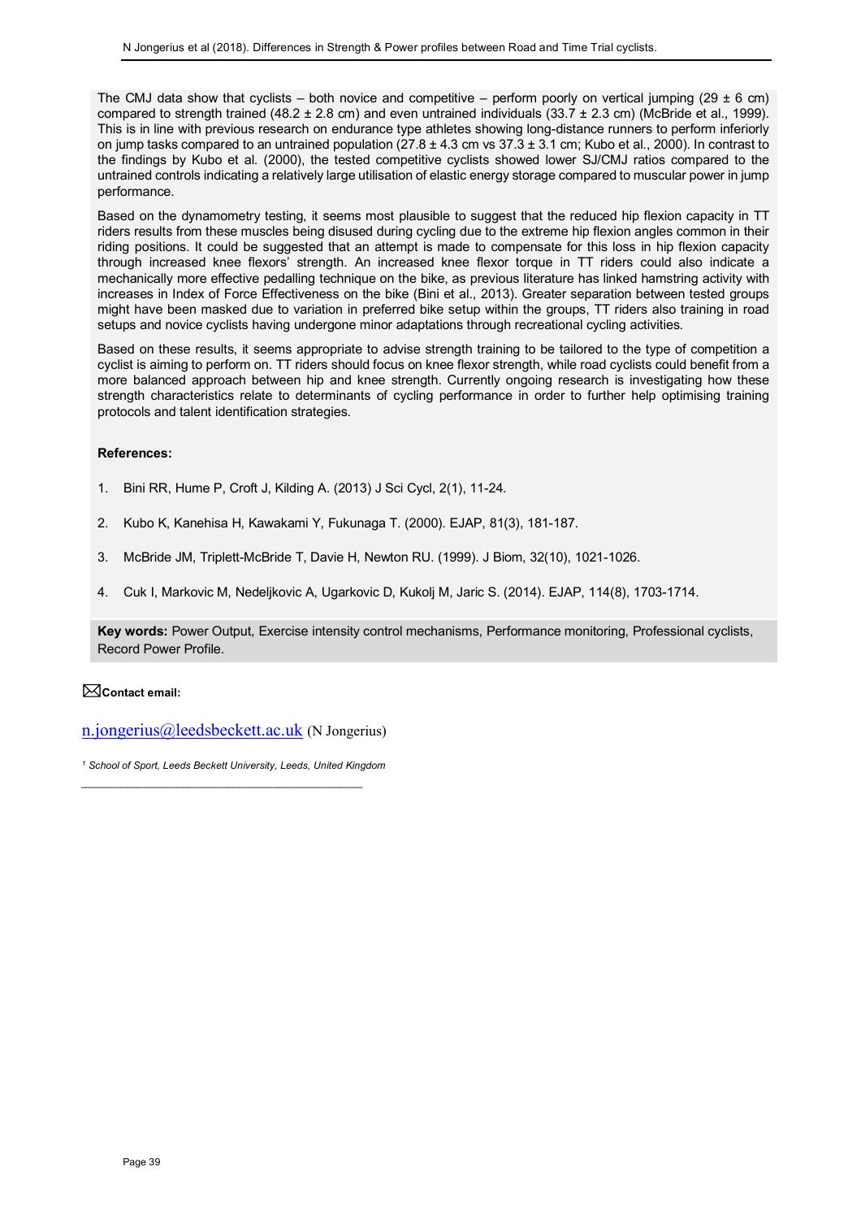The CMJ data show that cyclists – both novice and competitive – perform poorly on vertical jumping (29 ± 6 cm) compared to strength trained (48.2 ± 2.8 cm) and even untrained individuals (33.7 ± 2.3 cm) (McBride et al., 1999). This is in line with previous research on endurance type athletes showing long-distance runners to perform inferiorly on jump tasks compared to an untrained population (27.8 ± 4.3 cm vs 37.3 ± 3.1 cm; Kubo et al., 2000). In contrast to the findings by Kubo et al. (2000), the tested competitive cyclists showed lower SJ/CMJ ratios compared to the untrained controls indicating a relatively large utilisation of elastic energy storage compared to muscular power in jump performance.

Based on the dynamometry testing, it seems most plausible to suggest that the reduced hip flexion capacity in TT riders results from these muscles being disused during cycling due to the extreme hip flexion angles common in their riding positions. It could be suggested that an attempt is made to compensate for this loss in hip flexion capacity through increased knee flexors' strength. An increased knee flexor torque in TT riders could also indicate a mechanically more effective pedalling technique on the bike, as previous literature has linked hamstring activity with increases in Index of Force Effectiveness on the bike (Bini et al., 2013). Greater separation between tested groups might have been masked due to variation in preferred bike setup within the groups, TT riders also training in road setups and novice cyclists having undergone minor adaptations through recreational cycling activities.

Based on these results, it seems appropriate to advise strength training to be tailored to the type of competition a cyclist is aiming to perform on. TT riders should focus on knee flexor strength, while road cyclists could benefit from a more balanced approach between hip and knee strength. Currently ongoing research is investigating how these strength characteristics relate to determinants of cycling performance in order to further help optimising training protocols and talent identification strategies.

**References:**

1. Bini RR, Hume P, Croft J, Kilding A. (2013) J Sci Cycl, 2(1), 11-24.
2. Kubo K, Kanehisa H, Kawakami Y, Fukunaga T. (2000). EJAP, 81(3), 181-187.
3. McBride JM, Triplett-McBride T, Davie H, Newton RU. (1999). J Biom, 32(10), 1021-1026.
4. Cuk I, Markovic M, Nedeljkovic A, Ugarkovic D, Kukolj M, Jaric S. (2014). EJAP, 114(8), 1703-1714.

**Key words:** Power Output, Exercise intensity control mechanisms, Performance monitoring, Professional cyclists, Record Power Profile.

✉**Contact email:**

n.jongerius@leedsbeckett.ac.uk (N Jongerius)

[1] *School of Sport, Leeds Beckett University, Leeds, United Kingdom*